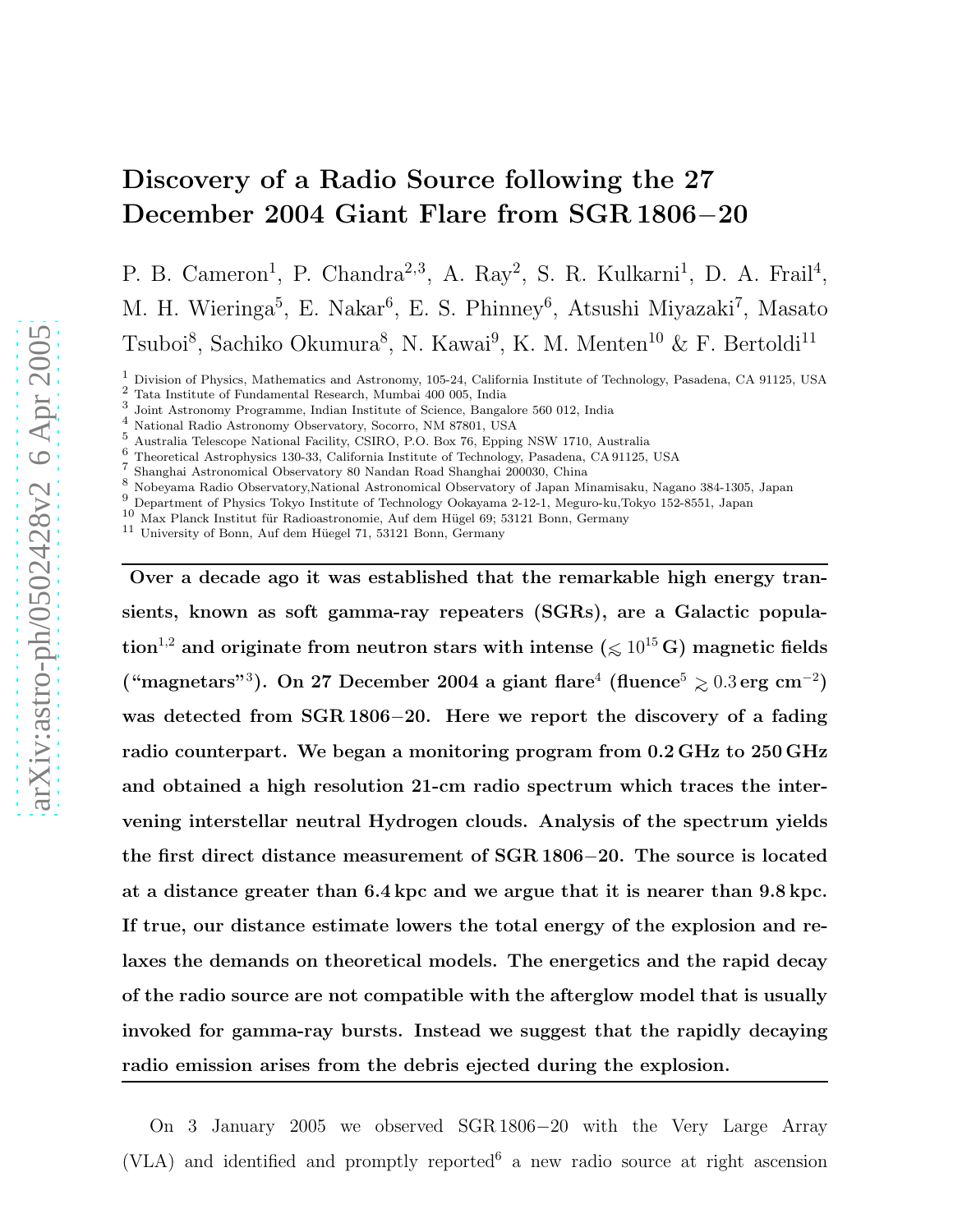# Discovery of a Radio Source following the 27 December 2004 Giant Flare from SGR 1806−20

P. B. Cameron[1], P. Chandra[2,3], A. Ray[2], S. R. Kulkarni[1], D. A. Frail[4], M. H. Wieringa[5], E. Nakar[6], E. S. Phinney[6], Atsushi Miyazaki[7], Masato Tsuboi[8], Sachiko Okumura[8], N. Kawai[9], K. M. Menten[10] & F. Bertoldi[11]

[1] Division of Physics, Mathematics and Astronomy, 105-24, California Institute of Technology, Pasadena, CA 91125, USA
[2] Tata Institute of Fundamental Research, Mumbai 400 005, India
[3] Joint Astronomy Programme, Indian Institute of Science, Bangalore 560 012, India
[4] National Radio Astronomy Observatory, Socorro, NM 87801, USA
[5] Australia Telescope National Facility, CSIRO, P.O. Box 76, Epping NSW 1710, Australia
[6] Theoretical Astrophysics 130-33, California Institute of Technology, Pasadena, CA 91125, USA
[7] Shanghai Astronomical Observatory 80 Nandan Road Shanghai 200030, China
[8] Nobeyama Radio Observatory,National Astronomical Observatory of Japan Minamisaku, Nagano 384-1305, Japan
[9] Department of Physics Tokyo Institute of Technology Ookayama 2-12-1, Meguro-ku,Tokyo 152-8551, Japan
[10] Max Planck Institut für Radioastronomie, Auf dem Hügel 69; 53121 Bonn, Germany
[11] University of Bonn, Auf dem Hüegel 71, 53121 Bonn, Germany

**Over a decade ago it was established that the remarkable high energy transients, known as soft gamma-ray repeaters (SGRs), are a Galactic population[1,2] and originate from neutron stars with intense ($\lesssim 10^{15}$ G) magnetic fields ("magnetars"[3]). On 27 December 2004 a giant flare[4] (fluence[5] $\gtrsim 0.3\,\mathrm{erg\ cm^{-2}}$) was detected from SGR 1806−20. Here we report the discovery of a fading radio counterpart. We began a monitoring program from 0.2 GHz to 250 GHz and obtained a high resolution 21-cm radio spectrum which traces the intervening interstellar neutral Hydrogen clouds. Analysis of the spectrum yields the first direct distance measurement of SGR 1806−20. The source is located at a distance greater than 6.4 kpc and we argue that it is nearer than 9.8 kpc. If true, our distance estimate lowers the total energy of the explosion and relaxes the demands on theoretical models. The energetics and the rapid decay of the radio source are not compatible with the afterglow model that is usually invoked for gamma-ray bursts. Instead we suggest that the rapidly decaying radio emission arises from the debris ejected during the explosion.**

On 3 January 2005 we observed SGR 1806−20 with the Very Large Array (VLA) and identified and promptly reported[6] a new radio source at right ascension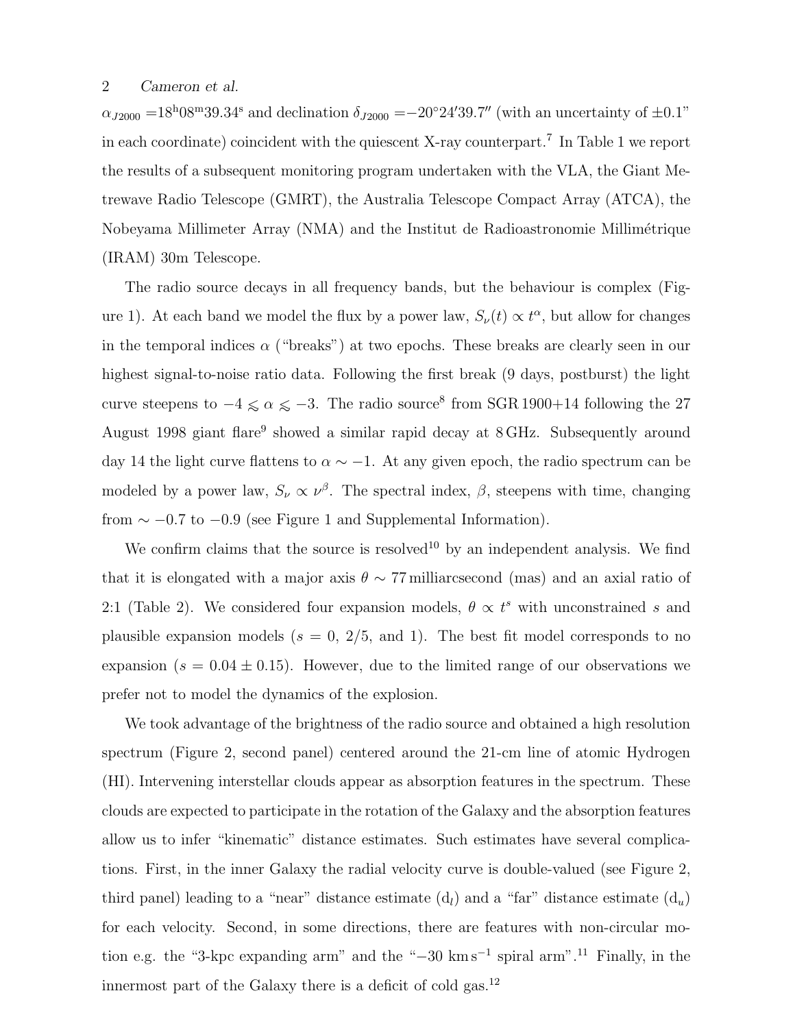$\alpha_{J2000}$ =18$^{\rm h}$08$^{\rm m}$39.34$^{\rm s}$ and declination $\delta_{J2000}$ =−20°24′39.7″ (with an uncertainty of ±0.1″ in each coordinate) coincident with the quiescent X-ray counterpart.[7] In Table 1 we report the results of a subsequent monitoring program undertaken with the VLA, the Giant Metrewave Radio Telescope (GMRT), the Australia Telescope Compact Array (ATCA), the Nobeyama Millimeter Array (NMA) and the Institut de Radioastronomie Millimétrique (IRAM) 30m Telescope.

The radio source decays in all frequency bands, but the behaviour is complex (Figure 1). At each band we model the flux by a power law, $S_\nu(t) \propto t^\alpha$, but allow for changes in the temporal indices $\alpha$ ("breaks") at two epochs. These breaks are clearly seen in our highest signal-to-noise ratio data. Following the first break (9 days, postburst) the light curve steepens to $-4 \lesssim \alpha \lesssim -3$. The radio source[8] from SGR 1900+14 following the 27 August 1998 giant flare[9] showed a similar rapid decay at 8 GHz. Subsequently around day 14 the light curve flattens to $\alpha \sim -1$. At any given epoch, the radio spectrum can be modeled by a power law, $S_\nu \propto \nu^\beta$. The spectral index, $\beta$, steepens with time, changing from $\sim -0.7$ to $-0.9$ (see Figure 1 and Supplemental Information).

We confirm claims that the source is resolved[10] by an independent analysis. We find that it is elongated with a major axis $\theta \sim 77$ milliarcsecond (mas) and an axial ratio of 2:1 (Table 2). We considered four expansion models, $\theta \propto t^s$ with unconstrained $s$ and plausible expansion models ($s = 0$, $2/5$, and 1). The best fit model corresponds to no expansion ($s = 0.04 \pm 0.15$). However, due to the limited range of our observations we prefer not to model the dynamics of the explosion.

We took advantage of the brightness of the radio source and obtained a high resolution spectrum (Figure 2, second panel) centered around the 21-cm line of atomic Hydrogen (HI). Intervening interstellar clouds appear as absorption features in the spectrum. These clouds are expected to participate in the rotation of the Galaxy and the absorption features allow us to infer "kinematic" distance estimates. Such estimates have several complications. First, in the inner Galaxy the radial velocity curve is double-valued (see Figure 2, third panel) leading to a "near" distance estimate ($d_l$) and a "far" distance estimate ($d_u$) for each velocity. Second, in some directions, there are features with non-circular motion e.g. the "3-kpc expanding arm" and the "$-30$ km s$^{-1}$ spiral arm".[11] Finally, in the innermost part of the Galaxy there is a deficit of cold gas.[12]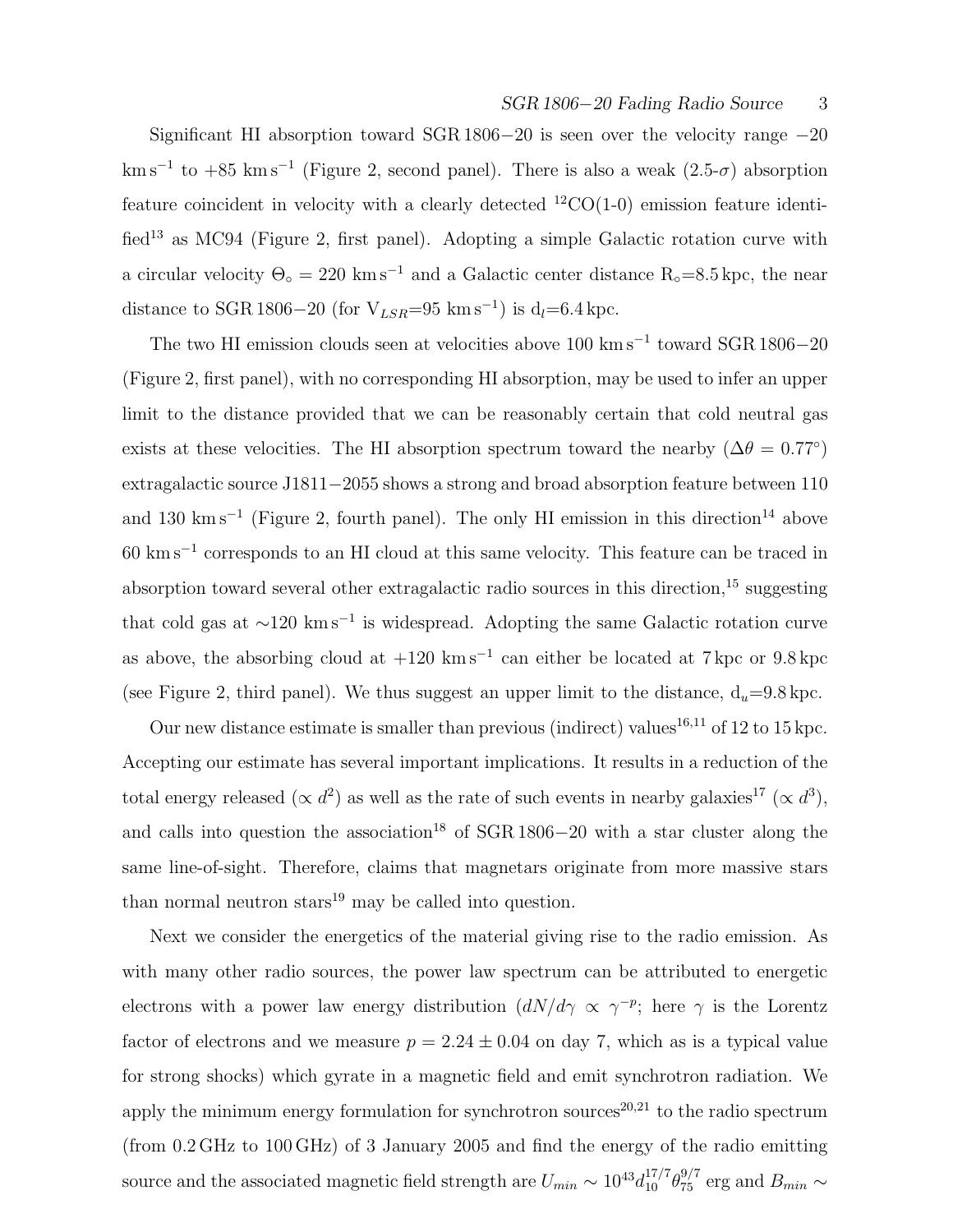Significant HI absorption toward SGR 1806−20 is seen over the velocity range −20 km s$^{-1}$ to +85 km s$^{-1}$ (Figure 2, second panel). There is also a weak (2.5-$\sigma$) absorption feature coincident in velocity with a clearly detected $^{12}$CO(1-0) emission feature identified[13] as MC94 (Figure 2, first panel). Adopting a simple Galactic rotation curve with a circular velocity $\Theta_\circ = 220$ km s$^{-1}$ and a Galactic center distance R$_\circ$=8.5 kpc, the near distance to SGR 1806−20 (for V$_{LSR}$=95 km s$^{-1}$) is d$_l$=6.4 kpc.

The two HI emission clouds seen at velocities above 100 km s$^{-1}$ toward SGR 1806−20 (Figure 2, first panel), with no corresponding HI absorption, may be used to infer an upper limit to the distance provided that we can be reasonably certain that cold neutral gas exists at these velocities. The HI absorption spectrum toward the nearby ($\Delta\theta = 0.77^\circ$) extragalactic source J1811−2055 shows a strong and broad absorption feature between 110 and 130 km s$^{-1}$ (Figure 2, fourth panel). The only HI emission in this direction[14] above 60 km s$^{-1}$ corresponds to an HI cloud at this same velocity. This feature can be traced in absorption toward several other extragalactic radio sources in this direction,[15] suggesting that cold gas at ∼120 km s$^{-1}$ is widespread. Adopting the same Galactic rotation curve as above, the absorbing cloud at +120 km s$^{-1}$ can either be located at 7 kpc or 9.8 kpc (see Figure 2, third panel). We thus suggest an upper limit to the distance, d$_u$=9.8 kpc.

Our new distance estimate is smaller than previous (indirect) values[16,11] of 12 to 15 kpc. Accepting our estimate has several important implications. It results in a reduction of the total energy released ($\propto d^2$) as well as the rate of such events in nearby galaxies[17] ($\propto d^3$), and calls into question the association[18] of SGR 1806−20 with a star cluster along the same line-of-sight. Therefore, claims that magnetars originate from more massive stars than normal neutron stars[19] may be called into question.

Next we consider the energetics of the material giving rise to the radio emission. As with many other radio sources, the power law spectrum can be attributed to energetic electrons with a power law energy distribution ($dN/d\gamma \propto \gamma^{-p}$; here $\gamma$ is the Lorentz factor of electrons and we measure $p = 2.24 \pm 0.04$ on day 7, which as is a typical value for strong shocks) which gyrate in a magnetic field and emit synchrotron radiation. We apply the minimum energy formulation for synchrotron sources[20,21] to the radio spectrum (from 0.2 GHz to 100 GHz) of 3 January 2005 and find the energy of the radio emitting source and the associated magnetic field strength are $U_{min} \sim 10^{43} d_{10}^{17/7} \theta_{75}^{9/7}$ erg and $B_{min} \sim$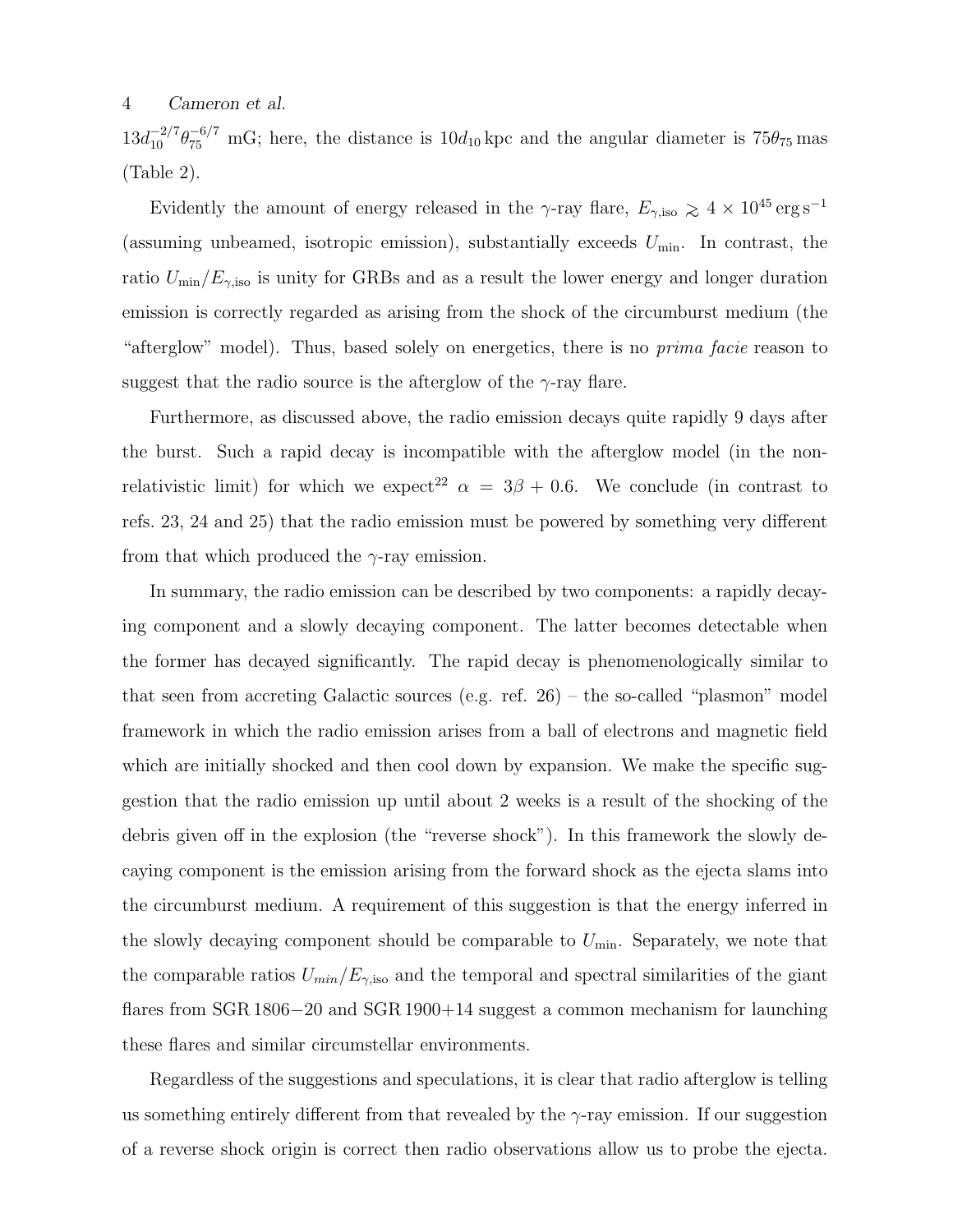$13 d_{10}^{-2/7} \theta_{75}^{-6/7}$ mG; here, the distance is $10 d_{10}$ kpc and the angular diameter is $75\theta_{75}$ mas (Table 2).

Evidently the amount of energy released in the $\gamma$-ray flare, $E_{\gamma,\rm iso} \gtrsim 4 \times 10^{45}\,\rm erg\,s^{-1}$ (assuming unbeamed, isotropic emission), substantially exceeds $U_{\rm min}$. In contrast, the ratio $U_{\rm min}/E_{\gamma,\rm iso}$ is unity for GRBs and as a result the lower energy and longer duration emission is correctly regarded as arising from the shock of the circumburst medium (the "afterglow" model). Thus, based solely on energetics, there is no *prima facie* reason to suggest that the radio source is the afterglow of the $\gamma$-ray flare.

Furthermore, as discussed above, the radio emission decays quite rapidly 9 days after the burst. Such a rapid decay is incompatible with the afterglow model (in the non-relativistic limit) for which we expect[22] $\alpha = 3\beta + 0.6$. We conclude (in contrast to refs. 23, 24 and 25) that the radio emission must be powered by something very different from that which produced the $\gamma$-ray emission.

In summary, the radio emission can be described by two components: a rapidly decaying component and a slowly decaying component. The latter becomes detectable when the former has decayed significantly. The rapid decay is phenomenologically similar to that seen from accreting Galactic sources (e.g. ref. 26) – the so-called "plasmon" model framework in which the radio emission arises from a ball of electrons and magnetic field which are initially shocked and then cool down by expansion. We make the specific suggestion that the radio emission up until about 2 weeks is a result of the shocking of the debris given off in the explosion (the "reverse shock"). In this framework the slowly decaying component is the emission arising from the forward shock as the ejecta slams into the circumburst medium. A requirement of this suggestion is that the energy inferred in the slowly decaying component should be comparable to $U_{\rm min}$. Separately, we note that the comparable ratios $U_{min}/E_{\gamma,\rm iso}$ and the temporal and spectral similarities of the giant flares from SGR 1806−20 and SGR 1900+14 suggest a common mechanism for launching these flares and similar circumstellar environments.

Regardless of the suggestions and speculations, it is clear that radio afterglow is telling us something entirely different from that revealed by the $\gamma$-ray emission. If our suggestion of a reverse shock origin is correct then radio observations allow us to probe the ejecta.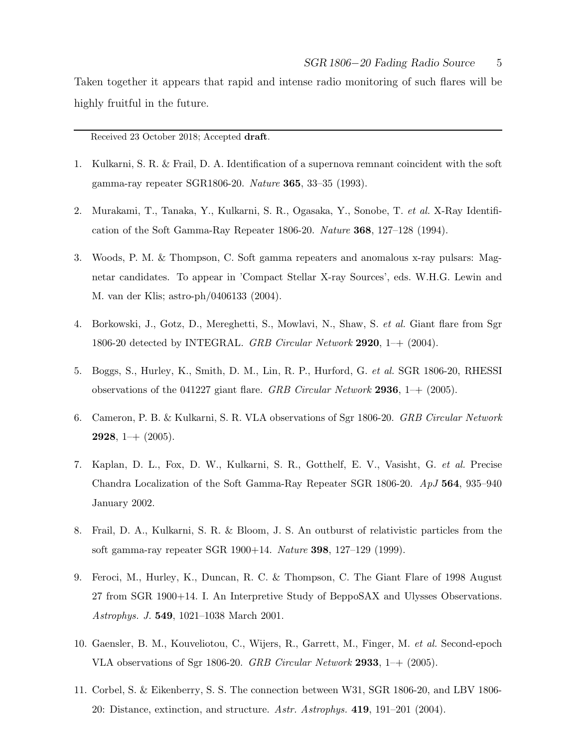Taken together it appears that rapid and intense radio monitoring of such flares will be highly fruitful in the future.

---

Received 23 October 2018; Accepted **draft**.

1. Kulkarni, S. R. & Frail, D. A. Identification of a supernova remnant coincident with the soft gamma-ray repeater SGR1806-20. *Nature* **365**, 33–35 (1993).

2. Murakami, T., Tanaka, Y., Kulkarni, S. R., Ogasaka, Y., Sonobe, T. *et al.* X-Ray Identification of the Soft Gamma-Ray Repeater 1806-20. *Nature* **368**, 127–128 (1994).

3. Woods, P. M. & Thompson, C. Soft gamma repeaters and anomalous x-ray pulsars: Magnetar candidates. To appear in 'Compact Stellar X-ray Sources', eds. W.H.G. Lewin and M. van der Klis; astro-ph/0406133 (2004).

4. Borkowski, J., Gotz, D., Mereghetti, S., Mowlavi, N., Shaw, S. *et al.* Giant flare from Sgr 1806-20 detected by INTEGRAL. *GRB Circular Network* **2920**, 1–+ (2004).

5. Boggs, S., Hurley, K., Smith, D. M., Lin, R. P., Hurford, G. *et al.* SGR 1806-20, RHESSI observations of the 041227 giant flare. *GRB Circular Network* **2936**, 1–+ (2005).

6. Cameron, P. B. & Kulkarni, S. R. VLA observations of Sgr 1806-20. *GRB Circular Network* **2928**, 1–+ (2005).

7. Kaplan, D. L., Fox, D. W., Kulkarni, S. R., Gotthelf, E. V., Vasisht, G. *et al.* Precise Chandra Localization of the Soft Gamma-Ray Repeater SGR 1806-20. *ApJ* **564**, 935–940 January 2002.

8. Frail, D. A., Kulkarni, S. R. & Bloom, J. S. An outburst of relativistic particles from the soft gamma-ray repeater SGR 1900+14. *Nature* **398**, 127–129 (1999).

9. Feroci, M., Hurley, K., Duncan, R. C. & Thompson, C. The Giant Flare of 1998 August 27 from SGR 1900+14. I. An Interpretive Study of BeppoSAX and Ulysses Observations. *Astrophys. J.* **549**, 1021–1038 March 2001.

10. Gaensler, B. M., Kouveliotou, C., Wijers, R., Garrett, M., Finger, M. *et al.* Second-epoch VLA observations of Sgr 1806-20. *GRB Circular Network* **2933**, 1–+ (2005).

11. Corbel, S. & Eikenberry, S. S. The connection between W31, SGR 1806-20, and LBV 1806-20: Distance, extinction, and structure. *Astr. Astrophys.* **419**, 191–201 (2004).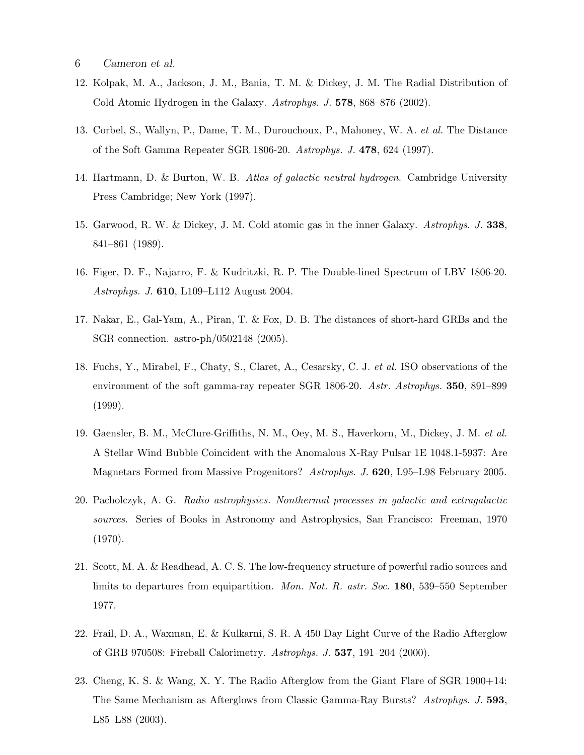12. Kolpak, M. A., Jackson, J. M., Bania, T. M. & Dickey, J. M. The Radial Distribution of Cold Atomic Hydrogen in the Galaxy. *Astrophys. J.* **578**, 868–876 (2002).

13. Corbel, S., Wallyn, P., Dame, T. M., Durouchoux, P., Mahoney, W. A. *et al.* The Distance of the Soft Gamma Repeater SGR 1806-20. *Astrophys. J.* **478**, 624 (1997).

14. Hartmann, D. & Burton, W. B. *Atlas of galactic neutral hydrogen*. Cambridge University Press Cambridge; New York (1997).

15. Garwood, R. W. & Dickey, J. M. Cold atomic gas in the inner Galaxy. *Astrophys. J.* **338**, 841–861 (1989).

16. Figer, D. F., Najarro, F. & Kudritzki, R. P. The Double-lined Spectrum of LBV 1806-20. *Astrophys. J.* **610**, L109–L112 August 2004.

17. Nakar, E., Gal-Yam, A., Piran, T. & Fox, D. B. The distances of short-hard GRBs and the SGR connection. astro-ph/0502148 (2005).

18. Fuchs, Y., Mirabel, F., Chaty, S., Claret, A., Cesarsky, C. J. *et al.* ISO observations of the environment of the soft gamma-ray repeater SGR 1806-20. *Astr. Astrophys.* **350**, 891–899 (1999).

19. Gaensler, B. M., McClure-Griffiths, N. M., Oey, M. S., Haverkorn, M., Dickey, J. M. *et al.* A Stellar Wind Bubble Coincident with the Anomalous X-Ray Pulsar 1E 1048.1-5937: Are Magnetars Formed from Massive Progenitors? *Astrophys. J.* **620**, L95–L98 February 2005.

20. Pacholczyk, A. G. *Radio astrophysics. Nonthermal processes in galactic and extragalactic sources*. Series of Books in Astronomy and Astrophysics, San Francisco: Freeman, 1970 (1970).

21. Scott, M. A. & Readhead, A. C. S. The low-frequency structure of powerful radio sources and limits to departures from equipartition. *Mon. Not. R. astr. Soc.* **180**, 539–550 September 1977.

22. Frail, D. A., Waxman, E. & Kulkarni, S. R. A 450 Day Light Curve of the Radio Afterglow of GRB 970508: Fireball Calorimetry. *Astrophys. J.* **537**, 191–204 (2000).

23. Cheng, K. S. & Wang, X. Y. The Radio Afterglow from the Giant Flare of SGR 1900+14: The Same Mechanism as Afterglows from Classic Gamma-Ray Bursts? *Astrophys. J.* **593**, L85–L88 (2003).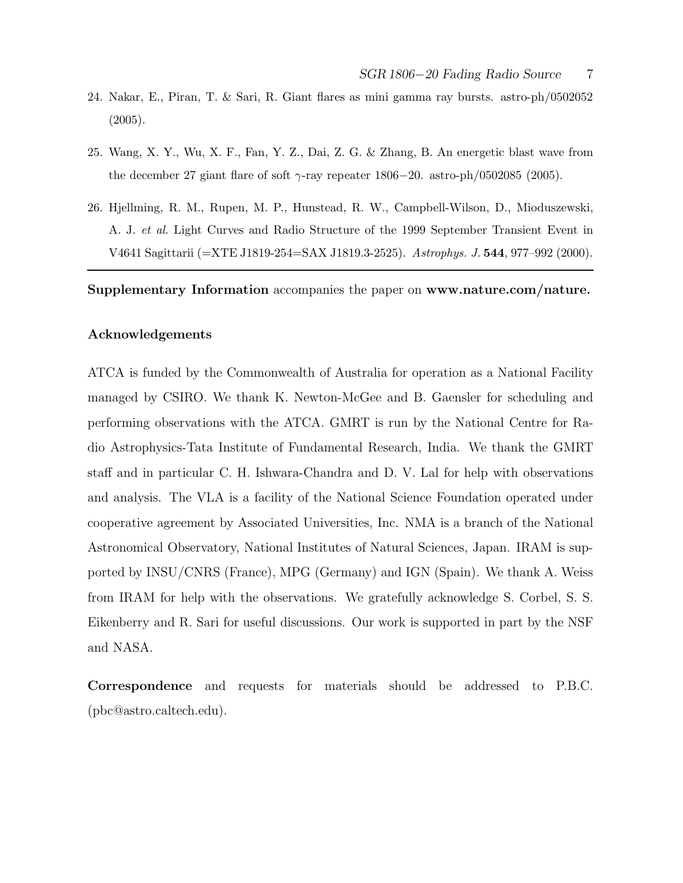24. Nakar, E., Piran, T. & Sari, R. Giant flares as mini gamma ray bursts. astro-ph/0502052 (2005).

25. Wang, X. Y., Wu, X. F., Fan, Y. Z., Dai, Z. G. & Zhang, B. An energetic blast wave from the december 27 giant flare of soft $\gamma$-ray repeater 1806−20. astro-ph/0502085 (2005).

26. Hjellming, R. M., Rupen, M. P., Hunstead, R. W., Campbell-Wilson, D., Mioduszewski, A. J. *et al.* Light Curves and Radio Structure of the 1999 September Transient Event in V4641 Sagittarii (=XTE J1819-254=SAX J1819.3-2525). *Astrophys. J.* **544**, 977–992 (2000).

---

**Supplementary Information** accompanies the paper on **www.nature.com/nature.**

**Acknowledgements**

ATCA is funded by the Commonwealth of Australia for operation as a National Facility managed by CSIRO. We thank K. Newton-McGee and B. Gaensler for scheduling and performing observations with the ATCA. GMRT is run by the National Centre for Radio Astrophysics-Tata Institute of Fundamental Research, India. We thank the GMRT staff and in particular C. H. Ishwara-Chandra and D. V. Lal for help with observations and analysis. The VLA is a facility of the National Science Foundation operated under cooperative agreement by Associated Universities, Inc. NMA is a branch of the National Astronomical Observatory, National Institutes of Natural Sciences, Japan. IRAM is supported by INSU/CNRS (France), MPG (Germany) and IGN (Spain). We thank A. Weiss from IRAM for help with the observations. We gratefully acknowledge S. Corbel, S. S. Eikenberry and R. Sari for useful discussions. Our work is supported in part by the NSF and NASA.

**Correspondence** and requests for materials should be addressed to P.B.C. (pbc@astro.caltech.edu).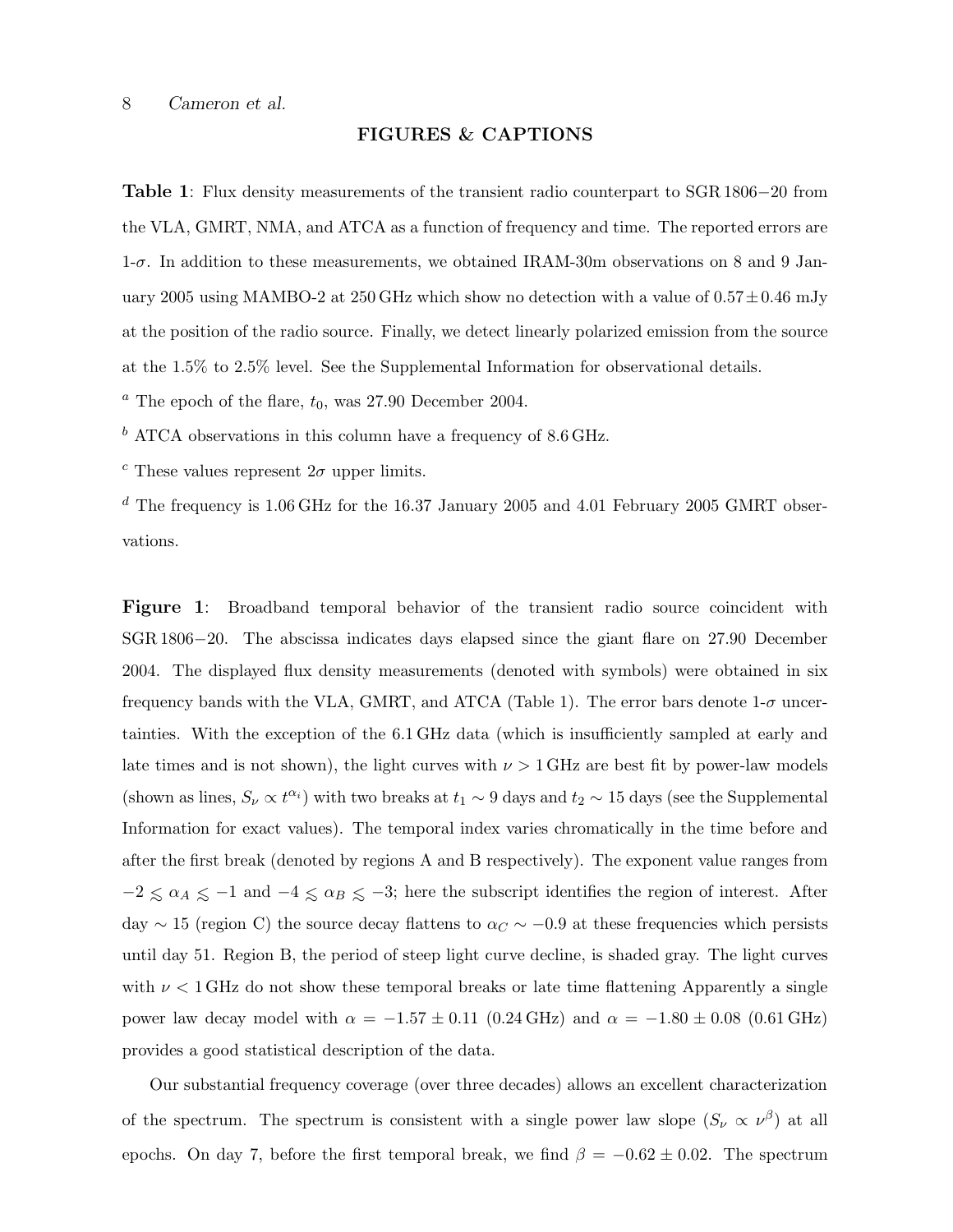## FIGURES & CAPTIONS

**Table 1**: Flux density measurements of the transient radio counterpart to SGR 1806−20 from the VLA, GMRT, NMA, and ATCA as a function of frequency and time. The reported errors are 1-$\sigma$. In addition to these measurements, we obtained IRAM-30m observations on 8 and 9 January 2005 using MAMBO-2 at 250 GHz which show no detection with a value of $0.57 \pm 0.46$ mJy at the position of the radio source. Finally, we detect linearly polarized emission from the source at the 1.5% to 2.5% level. See the Supplemental Information for observational details.

[a] The epoch of the flare, $t_0$, was 27.90 December 2004.

[b] ATCA observations in this column have a frequency of 8.6 GHz.

[c] These values represent $2\sigma$ upper limits.

[d] The frequency is 1.06 GHz for the 16.37 January 2005 and 4.01 February 2005 GMRT observations.

**Figure 1**: Broadband temporal behavior of the transient radio source coincident with SGR 1806−20. The abscissa indicates days elapsed since the giant flare on 27.90 December 2004. The displayed flux density measurements (denoted with symbols) were obtained in six frequency bands with the VLA, GMRT, and ATCA (Table 1). The error bars denote 1-$\sigma$ uncertainties. With the exception of the 6.1 GHz data (which is insufficiently sampled at early and late times and is not shown), the light curves with $\nu > 1$ GHz are best fit by power-law models (shown as lines, $S_\nu \propto t^{\alpha_i}$) with two breaks at $t_1 \sim 9$ days and $t_2 \sim 15$ days (see the Supplemental Information for exact values). The temporal index varies chromatically in the time before and after the first break (denoted by regions A and B respectively). The exponent value ranges from $-2 \lesssim \alpha_A \lesssim -1$ and $-4 \lesssim \alpha_B \lesssim -3$; here the subscript identifies the region of interest. After day $\sim 15$ (region C) the source decay flattens to $\alpha_C \sim -0.9$ at these frequencies which persists until day 51. Region B, the period of steep light curve decline, is shaded gray. The light curves with $\nu < 1$ GHz do not show these temporal breaks or late time flattening Apparently a single power law decay model with $\alpha = -1.57 \pm 0.11$ (0.24 GHz) and $\alpha = -1.80 \pm 0.08$ (0.61 GHz) provides a good statistical description of the data.

Our substantial frequency coverage (over three decades) allows an excellent characterization of the spectrum. The spectrum is consistent with a single power law slope ($S_\nu \propto \nu^\beta$) at all epochs. On day 7, before the first temporal break, we find $\beta = -0.62 \pm 0.02$. The spectrum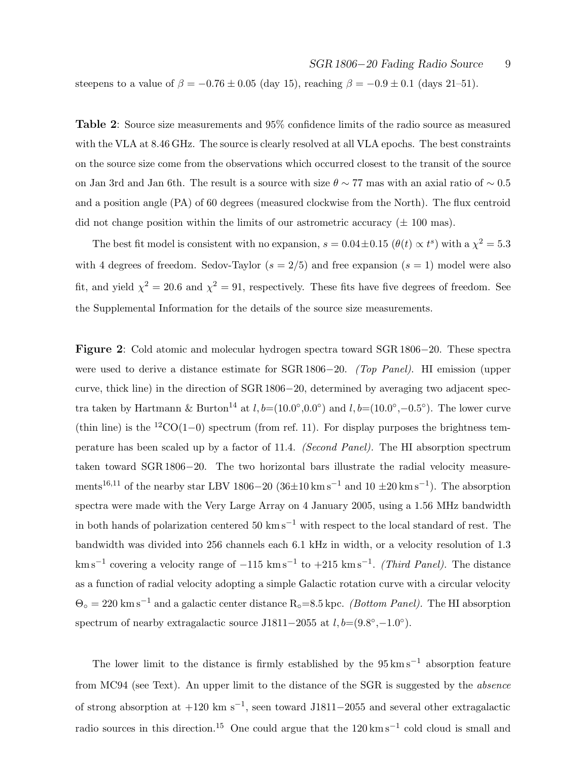steepens to a value of $\beta = -0.76 \pm 0.05$ (day 15), reaching $\beta = -0.9 \pm 0.1$ (days 21–51).

**Table 2**: Source size measurements and 95% confidence limits of the radio source as measured with the VLA at 8.46 GHz. The source is clearly resolved at all VLA epochs. The best constraints on the source size come from the observations which occurred closest to the transit of the source on Jan 3rd and Jan 6th. The result is a source with size $\theta \sim 77$ mas with an axial ratio of $\sim 0.5$ and a position angle (PA) of 60 degrees (measured clockwise from the North). The flux centroid did not change position within the limits of our astrometric accuracy ($\pm$ 100 mas).

The best fit model is consistent with no expansion, $s = 0.04 \pm 0.15$ ($\theta(t) \propto t^s$) with a $\chi^2 = 5.3$ with 4 degrees of freedom. Sedov-Taylor ($s = 2/5$) and free expansion ($s = 1$) model were also fit, and yield $\chi^2 = 20.6$ and $\chi^2 = 91$, respectively. These fits have five degrees of freedom. See the Supplemental Information for the details of the source size measurements.

**Figure 2**: Cold atomic and molecular hydrogen spectra toward SGR 1806−20. These spectra were used to derive a distance estimate for SGR 1806−20. *(Top Panel).* HI emission (upper curve, thick line) in the direction of SGR 1806−20, determined by averaging two adjacent spectra taken by Hartmann & Burton[14] at $l,b$=(10.0°,0.0°) and $l,b$=(10.0°,−0.5°). The lower curve (thin line) is the $^{12}$CO(1−0) spectrum (from ref. 11). For display purposes the brightness temperature has been scaled up by a factor of 11.4. *(Second Panel).* The HI absorption spectrum taken toward SGR 1806−20. The two horizontal bars illustrate the radial velocity measurements[16,11] of the nearby star LBV 1806−20 (36±10 km s$^{-1}$ and 10 ±20 km s$^{-1}$). The absorption spectra were made with the Very Large Array on 4 January 2005, using a 1.56 MHz bandwidth in both hands of polarization centered 50 km s$^{-1}$ with respect to the local standard of rest. The bandwidth was divided into 256 channels each 6.1 kHz in width, or a velocity resolution of 1.3 km s$^{-1}$ covering a velocity range of −115 km s$^{-1}$ to +215 km s$^{-1}$. *(Third Panel).* The distance as a function of radial velocity adopting a simple Galactic rotation curve with a circular velocity $\Theta_\circ = 220$ km s$^{-1}$ and a galactic center distance $R_\circ$=8.5 kpc. *(Bottom Panel).* The HI absorption spectrum of nearby extragalactic source J1811−2055 at $l,b$=(9.8°,−1.0°).

The lower limit to the distance is firmly established by the 95 km s$^{-1}$ absorption feature from MC94 (see Text). An upper limit to the distance of the SGR is suggested by the *absence* of strong absorption at +120 km s$^{-1}$, seen toward J1811−2055 and several other extragalactic radio sources in this direction.[15] One could argue that the 120 km s$^{-1}$ cold cloud is small and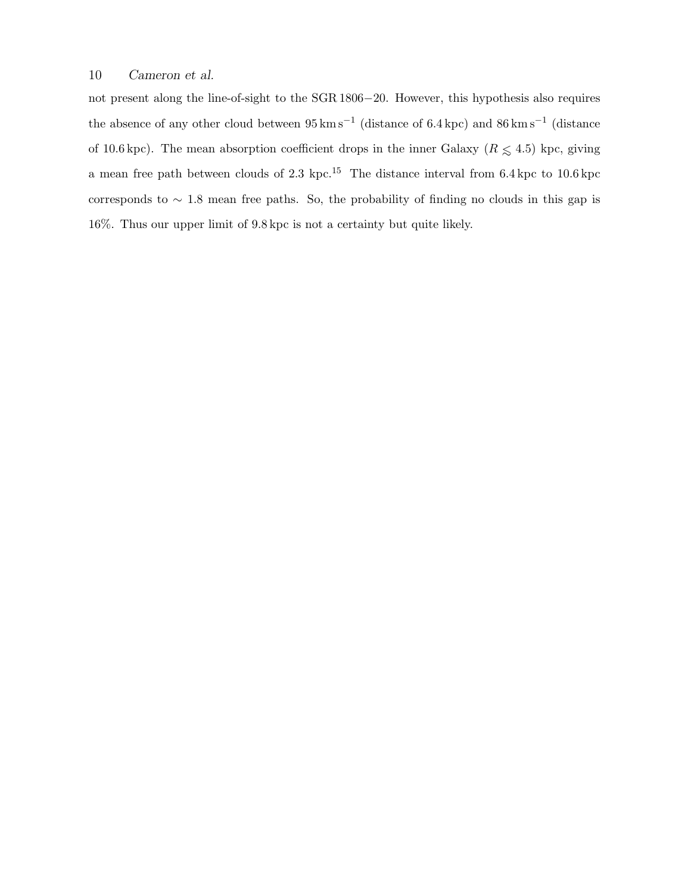not present along the line-of-sight to the SGR 1806−20. However, this hypothesis also requires the absence of any other cloud between $95\,\mathrm{km\,s^{-1}}$ (distance of 6.4 kpc) and $86\,\mathrm{km\,s^{-1}}$ (distance of 10.6 kpc). The mean absorption coefficient drops in the inner Galaxy ($R \lesssim 4.5$) kpc, giving a mean free path between clouds of 2.3 kpc.[15] The distance interval from 6.4 kpc to 10.6 kpc corresponds to $\sim 1.8$ mean free paths. So, the probability of finding no clouds in this gap is 16%. Thus our upper limit of 9.8 kpc is not a certainty but quite likely.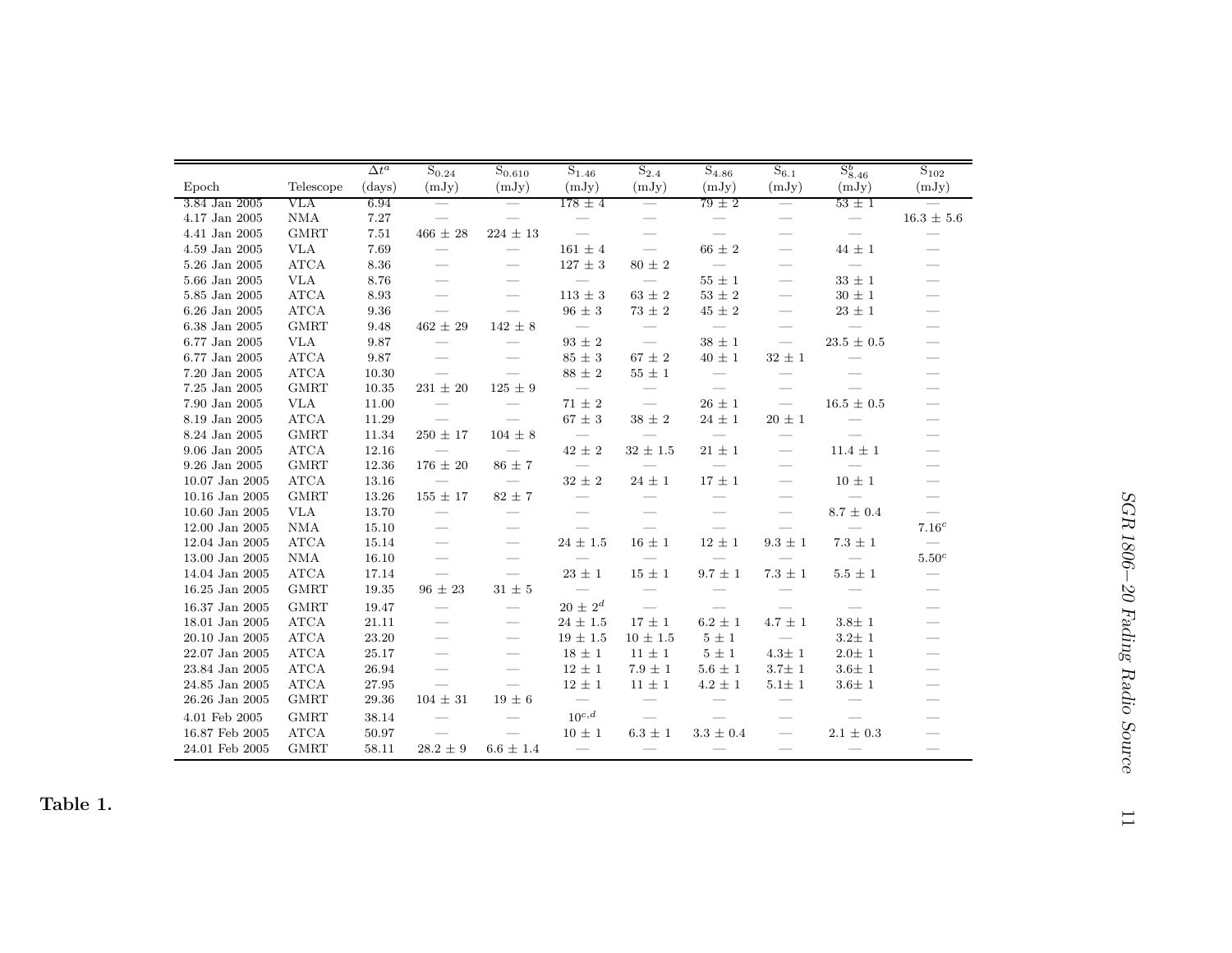| Epoch | Telescope | $\Delta t^{a}$ (days) | $S_{0.24}$ (mJy) | $S_{0.610}$ (mJy) | $S_{1.46}$ (mJy) | $S_{2.4}$ (mJy) | $S_{4.86}$ (mJy) | $S_{6.1}$ (mJy) | $S^{b}_{8.46}$ (mJy) | $S_{102}$ (mJy) |
|---|---|---|---|---|---|---|---|---|---|---|
| 3.84 Jan 2005 | VLA | 6.94 | — | — | 178 ± 4 | — | 79 ± 2 | — | 53 ± 1 | — |
| 4.17 Jan 2005 | NMA | 7.27 | — | — | — | — | — | — | — | 16.3 ± 5.6 |
| 4.41 Jan 2005 | GMRT | 7.51 | 466 ± 28 | 224 ± 13 | — | — | — | — | — | — |
| 4.59 Jan 2005 | VLA | 7.69 | — | — | 161 ± 4 | — | 66 ± 2 | — | 44 ± 1 | — |
| 5.26 Jan 2005 | ATCA | 8.36 | — | — | 127 ± 3 | 80 ± 2 | — | — | — | — |
| 5.66 Jan 2005 | VLA | 8.76 | — | — | — | — | 55 ± 1 | — | 33 ± 1 | — |
| 5.85 Jan 2005 | ATCA | 8.93 | — | — | 113 ± 3 | 63 ± 2 | 53 ± 2 | — | 30 ± 1 | — |
| 6.26 Jan 2005 | ATCA | 9.36 | — | — | 96 ± 3 | 73 ± 2 | 45 ± 2 | — | 23 ± 1 | — |
| 6.38 Jan 2005 | GMRT | 9.48 | 462 ± 29 | 142 ± 8 | — | — | — | — | — | — |
| 6.77 Jan 2005 | VLA | 9.87 | — | — | 93 ± 2 | — | 38 ± 1 | — | 23.5 ± 0.5 | — |
| 6.77 Jan 2005 | ATCA | 9.87 | — | — | 85 ± 3 | 67 ± 2 | 40 ± 1 | 32 ± 1 | — | — |
| 7.20 Jan 2005 | ATCA | 10.30 | — | — | 88 ± 2 | 55 ± 1 | — | — | — | — |
| 7.25 Jan 2005 | GMRT | 10.35 | 231 ± 20 | 125 ± 9 | — | — | — | — | — | — |
| 7.90 Jan 2005 | VLA | 11.00 | — | — | 71 ± 2 | — | 26 ± 1 | — | 16.5 ± 0.5 | — |
| 8.19 Jan 2005 | ATCA | 11.29 | — | — | 67 ± 3 | 38 ± 2 | 24 ± 1 | 20 ± 1 | — | — |
| 8.24 Jan 2005 | GMRT | 11.34 | 250 ± 17 | 104 ± 8 | — | — | — | — | — | — |
| 9.06 Jan 2005 | ATCA | 12.16 | — | — | 42 ± 2 | 32 ± 1.5 | 21 ± 1 | — | 11.4 ± 1 | — |
| 9.26 Jan 2005 | GMRT | 12.36 | 176 ± 20 | 86 ± 7 | — | — | — | — | — | — |
| 10.07 Jan 2005 | ATCA | 13.16 | — | — | 32 ± 2 | 24 ± 1 | 17 ± 1 | — | 10 ± 1 | — |
| 10.16 Jan 2005 | GMRT | 13.26 | 155 ± 17 | 82 ± 7 | — | — | — | — | — | — |
| 10.60 Jan 2005 | VLA | 13.70 | — | — | — | — | — | — | 8.7 ± 0.4 | — |
| 12.00 Jan 2005 | NMA | 15.10 | — | — | — | — | — | — | — | 7.16[c] |
| 12.04 Jan 2005 | ATCA | 15.14 | — | — | 24 ± 1.5 | 16 ± 1 | 12 ± 1 | 9.3 ± 1 | 7.3 ± 1 | — |
| 13.00 Jan 2005 | NMA | 16.10 | — | — | — | — | — | — | — | 5.50[c] |
| 14.04 Jan 2005 | ATCA | 17.14 | — | — | 23 ± 1 | 15 ± 1 | 9.7 ± 1 | 7.3 ± 1 | 5.5 ± 1 | — |
| 16.25 Jan 2005 | GMRT | 19.35 | 96 ± 23 | 31 ± 5 | — | — | — | — | — | — |
| 16.37 Jan 2005 | GMRT | 19.47 | — | — | 20 ± 2[d] | — | — | — | — | — |
| 18.01 Jan 2005 | ATCA | 21.11 | — | — | 24 ± 1.5 | 17 ± 1 | 6.2 ± 1 | 4.7 ± 1 | 3.8 ± 1 | — |
| 20.10 Jan 2005 | ATCA | 23.20 | — | — | 19 ± 1.5 | 10 ± 1.5 | 5 ± 1 | — | 3.2 ± 1 | — |
| 22.07 Jan 2005 | ATCA | 25.17 | — | — | 18 ± 1 | 11 ± 1 | 5 ± 1 | 4.3 ± 1 | 2.0 ± 1 | — |
| 23.84 Jan 2005 | ATCA | 26.94 | — | — | 12 ± 1 | 7.9 ± 1 | 5.6 ± 1 | 3.7 ± 1 | 3.6 ± 1 | — |
| 24.85 Jan 2005 | ATCA | 27.95 | — | — | 12 ± 1 | 11 ± 1 | 4.2 ± 1 | 5.1 ± 1 | 3.6 ± 1 | — |
| 26.26 Jan 2005 | GMRT | 29.36 | 104 ± 31 | 19 ± 6 | — | — | — | — | — | — |
| 4.01 Feb 2005 | GMRT | 38.14 | — | — | 10[c,d] | — | — | — | — | — |
| 16.87 Feb 2005 | ATCA | 50.97 | — | — | 10 ± 1 | 6.3 ± 1 | 3.3 ± 0.4 | — | 2.1 ± 0.3 | — |
| 24.01 Feb 2005 | GMRT | 58.11 | 28.2 ± 9 | 6.6 ± 1.4 | — | — | — | — | — | — |

**Table 1.**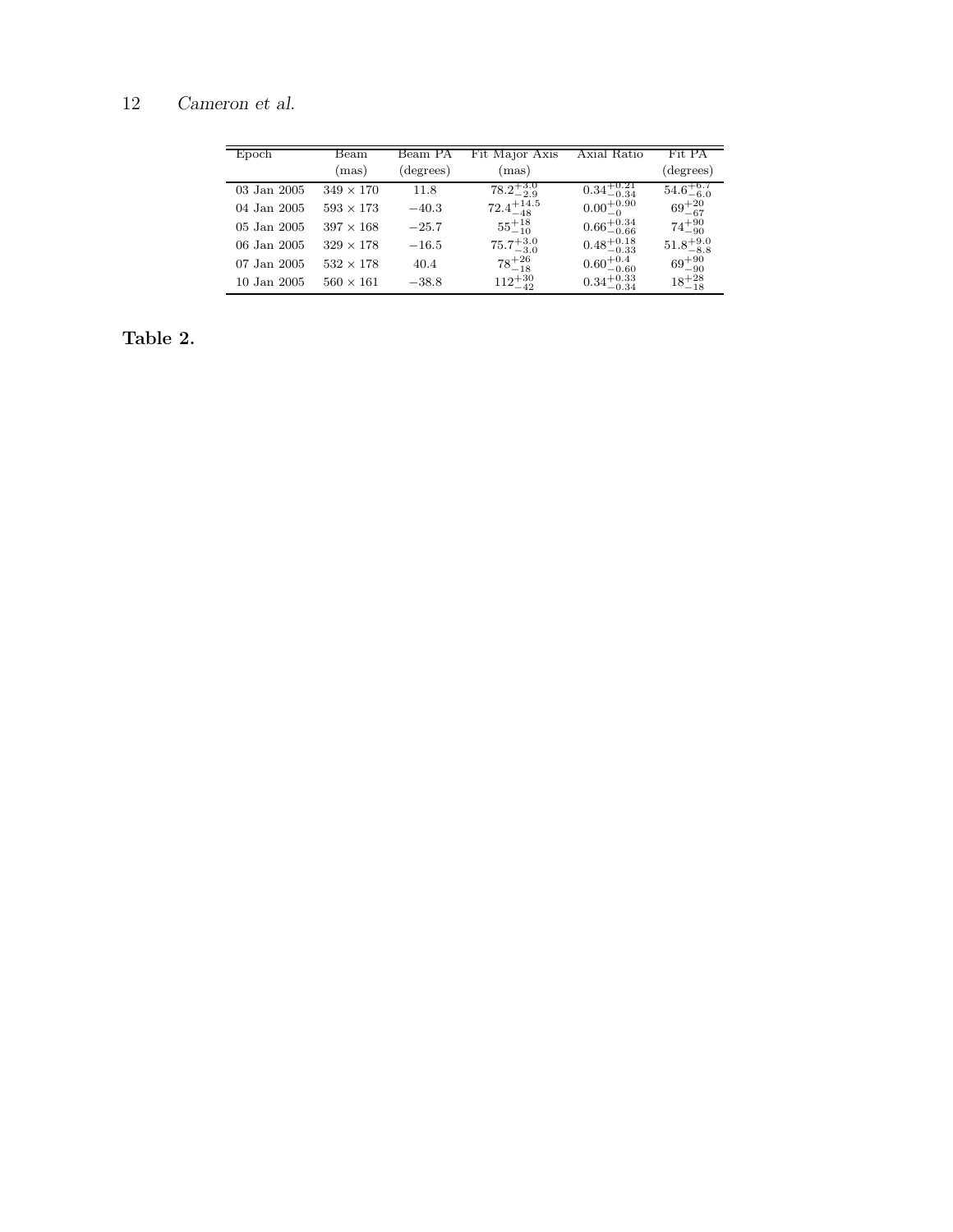| Epoch | Beam (mas) | Beam PA (degrees) | Fit Major Axis (mas) | Axial Ratio | Fit PA (degrees) |
| --- | --- | --- | --- | --- | --- |
| 03 Jan 2005 | $349 \times 170$ | 11.8 | $78.2^{+3.0}_{-2.9}$ | $0.34^{+0.21}_{-0.34}$ | $54.6^{+6.7}_{-6.0}$ |
| 04 Jan 2005 | $593 \times 173$ | $-40.3$ | $72.4^{+14.5}_{-48}$ | $0.00^{+0.90}_{-0}$ | $69^{+20}_{-67}$ |
| 05 Jan 2005 | $397 \times 168$ | $-25.7$ | $55^{+18}_{-10}$ | $0.66^{+0.34}_{-0.66}$ | $74^{+90}_{-90}$ |
| 06 Jan 2005 | $329 \times 178$ | $-16.5$ | $75.7^{+3.0}_{-3.0}$ | $0.48^{+0.18}_{-0.33}$ | $51.8^{+9.0}_{-8.8}$ |
| 07 Jan 2005 | $532 \times 178$ | 40.4 | $78^{+26}_{-18}$ | $0.60^{+0.4}_{-0.60}$ | $69^{+90}_{-90}$ |
| 10 Jan 2005 | $560 \times 161$ | $-38.8$ | $112^{+30}_{-42}$ | $0.34^{+0.33}_{-0.34}$ | $18^{+28}_{-18}$ |

**Table 2.**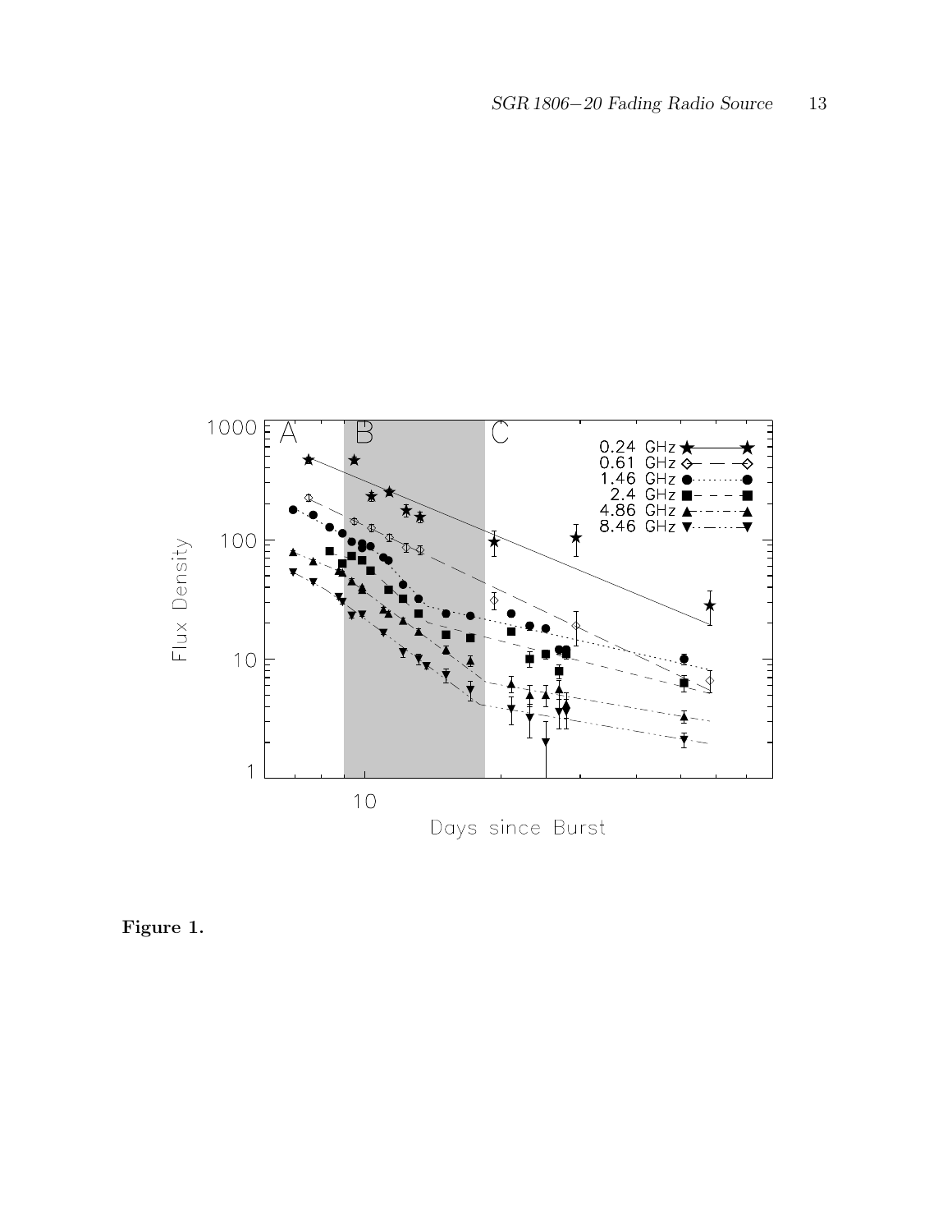**Figure 1.**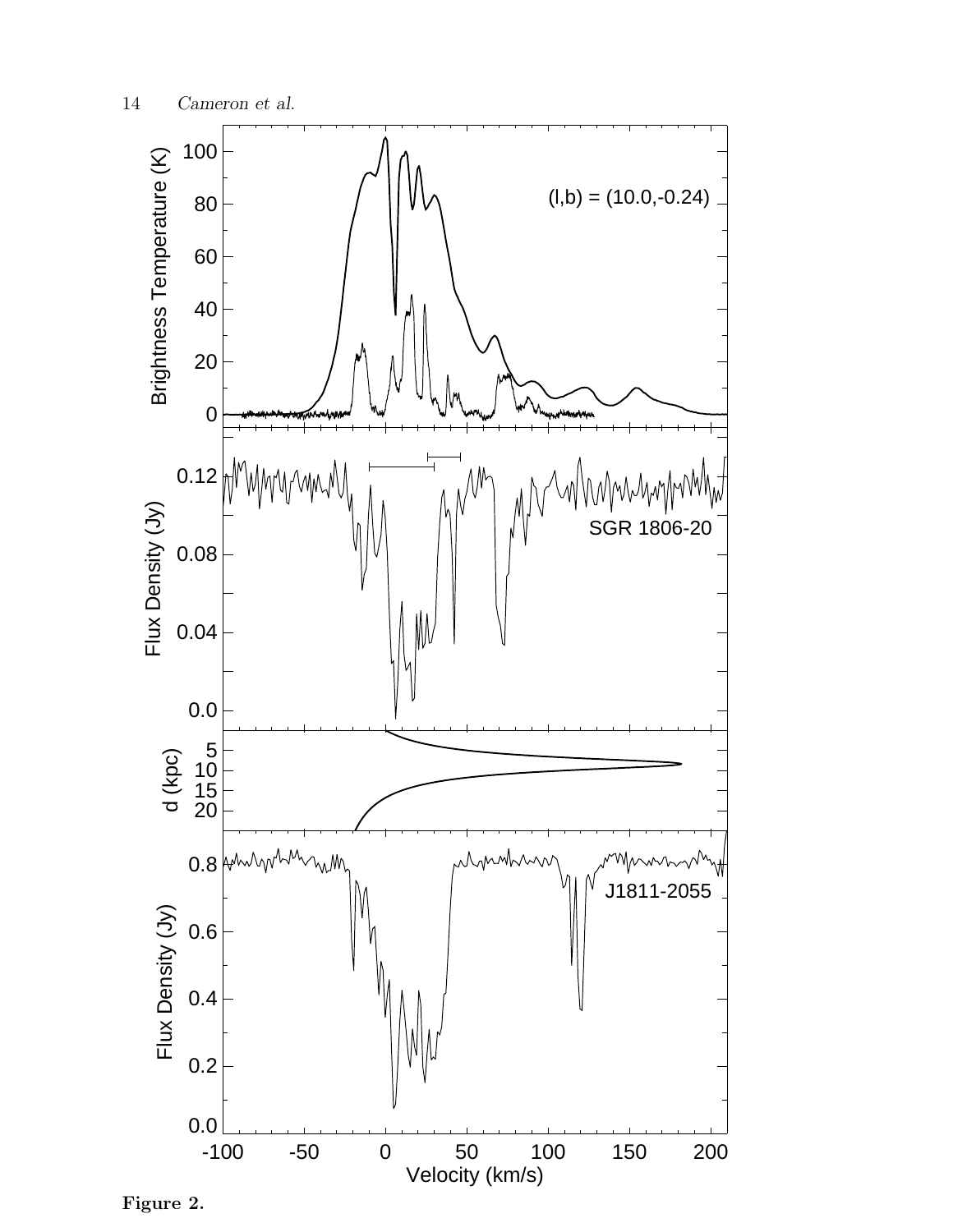**Figure 2.**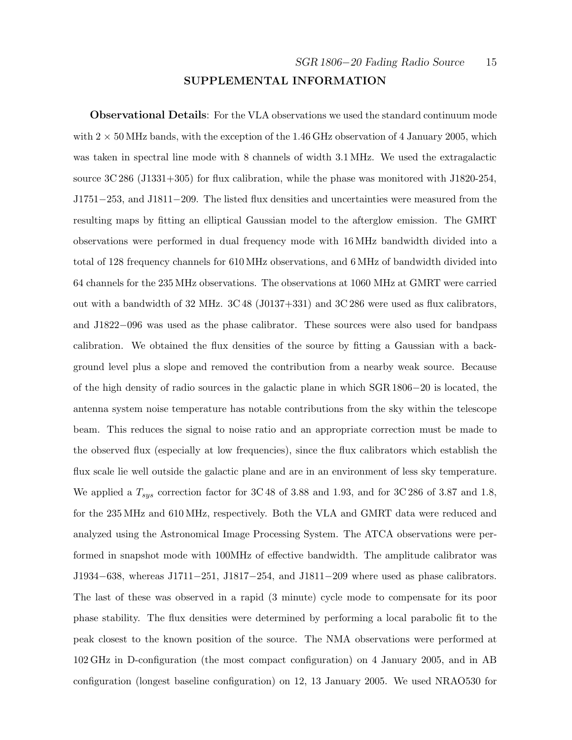## SUPPLEMENTAL INFORMATION

**Observational Details**: For the VLA observations we used the standard continuum mode with $2 \times 50$ MHz bands, with the exception of the 1.46 GHz observation of 4 January 2005, which was taken in spectral line mode with 8 channels of width 3.1 MHz. We used the extragalactic source 3C 286 (J1331+305) for flux calibration, while the phase was monitored with J1820-254, J1751−253, and J1811−209. The listed flux densities and uncertainties were measured from the resulting maps by fitting an elliptical Gaussian model to the afterglow emission. The GMRT observations were performed in dual frequency mode with 16 MHz bandwidth divided into a total of 128 frequency channels for 610 MHz observations, and 6 MHz of bandwidth divided into 64 channels for the 235 MHz observations. The observations at 1060 MHz at GMRT were carried out with a bandwidth of 32 MHz. 3C 48 (J0137+331) and 3C 286 were used as flux calibrators, and J1822−096 was used as the phase calibrator. These sources were also used for bandpass calibration. We obtained the flux densities of the source by fitting a Gaussian with a background level plus a slope and removed the contribution from a nearby weak source. Because of the high density of radio sources in the galactic plane in which SGR 1806−20 is located, the antenna system noise temperature has notable contributions from the sky within the telescope beam. This reduces the signal to noise ratio and an appropriate correction must be made to the observed flux (especially at low frequencies), since the flux calibrators which establish the flux scale lie well outside the galactic plane and are in an environment of less sky temperature. We applied a $T_{sys}$ correction factor for 3C 48 of 3.88 and 1.93, and for 3C 286 of 3.87 and 1.8, for the 235 MHz and 610 MHz, respectively. Both the VLA and GMRT data were reduced and analyzed using the Astronomical Image Processing System. The ATCA observations were performed in snapshot mode with 100MHz of effective bandwidth. The amplitude calibrator was J1934−638, whereas J1711−251, J1817−254, and J1811−209 where used as phase calibrators. The last of these was observed in a rapid (3 minute) cycle mode to compensate for its poor phase stability. The flux densities were determined by performing a local parabolic fit to the peak closest to the known position of the source. The NMA observations were performed at 102 GHz in D-configuration (the most compact configuration) on 4 January 2005, and in AB configuration (longest baseline configuration) on 12, 13 January 2005. We used NRAO530 for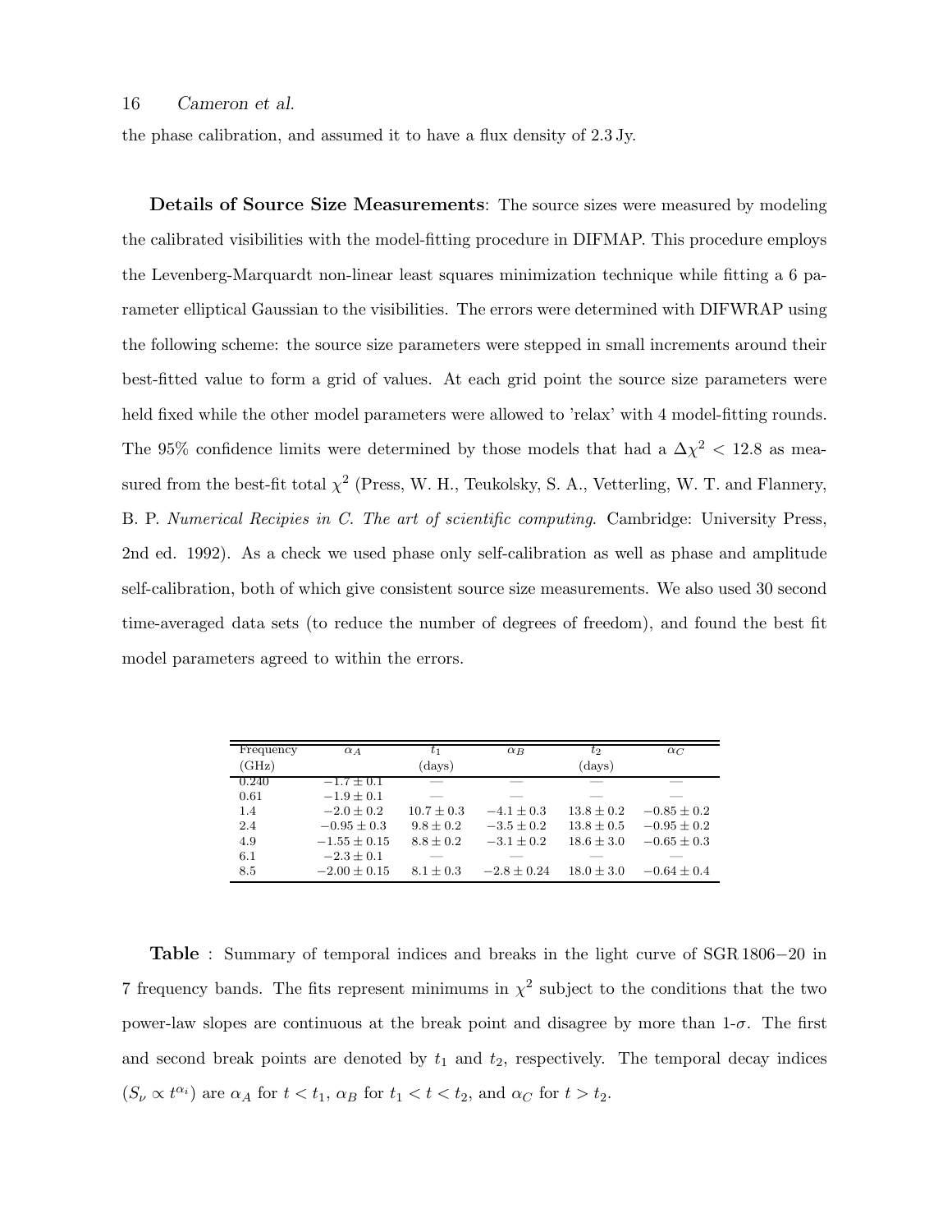the phase calibration, and assumed it to have a flux density of 2.3 Jy.

**Details of Source Size Measurements**: The source sizes were measured by modeling the calibrated visibilities with the model-fitting procedure in DIFMAP. This procedure employs the Levenberg-Marquardt non-linear least squares minimization technique while fitting a 6 parameter elliptical Gaussian to the visibilities. The errors were determined with DIFWRAP using the following scheme: the source size parameters were stepped in small increments around their best-fitted value to form a grid of values. At each grid point the source size parameters were held fixed while the other model parameters were allowed to 'relax' with 4 model-fitting rounds. The 95% confidence limits were determined by those models that had a $\Delta\chi^2 < 12.8$ as measured from the best-fit total $\chi^2$ (Press, W. H., Teukolsky, S. A., Vetterling, W. T. and Flannery, B. P. *Numerical Recipies in C. The art of scientific computing.* Cambridge: University Press, 2nd ed. 1992). As a check we used phase only self-calibration as well as phase and amplitude self-calibration, both of which give consistent source size measurements. We also used 30 second time-averaged data sets (to reduce the number of degrees of freedom), and found the best fit model parameters agreed to within the errors.

| Frequency (GHz) | $\alpha_A$ | $t_1$ (days) | $\alpha_B$ | $t_2$ (days) | $\alpha_C$ |
|---|---|---|---|---|---|
| 0.240 | $-1.7 \pm 0.1$ | — | — | — | — |
| 0.61 | $-1.9 \pm 0.1$ | — | — | — | — |
| 1.4 | $-2.0 \pm 0.2$ | $10.7 \pm 0.3$ | $-4.1 \pm 0.3$ | $13.8 \pm 0.2$ | $-0.85 \pm 0.2$ |
| 2.4 | $-0.95 \pm 0.3$ | $9.8 \pm 0.2$ | $-3.5 \pm 0.2$ | $13.8 \pm 0.5$ | $-0.95 \pm 0.2$ |
| 4.9 | $-1.55 \pm 0.15$ | $8.8 \pm 0.2$ | $-3.1 \pm 0.2$ | $18.6 \pm 3.0$ | $-0.65 \pm 0.3$ |
| 6.1 | $-2.3 \pm 0.1$ | — | — | — | — |
| 8.5 | $-2.00 \pm 0.15$ | $8.1 \pm 0.3$ | $-2.8 \pm 0.24$ | $18.0 \pm 3.0$ | $-0.64 \pm 0.4$ |

**Table** : Summary of temporal indices and breaks in the light curve of SGR 1806−20 in 7 frequency bands. The fits represent minimums in $\chi^2$ subject to the conditions that the two power-law slopes are continuous at the break point and disagree by more than 1-$\sigma$. The first and second break points are denoted by $t_1$ and $t_2$, respectively. The temporal decay indices ($S_\nu \propto t^{\alpha_i}$) are $\alpha_A$ for $t < t_1$, $\alpha_B$ for $t_1 < t < t_2$, and $\alpha_C$ for $t > t_2$.